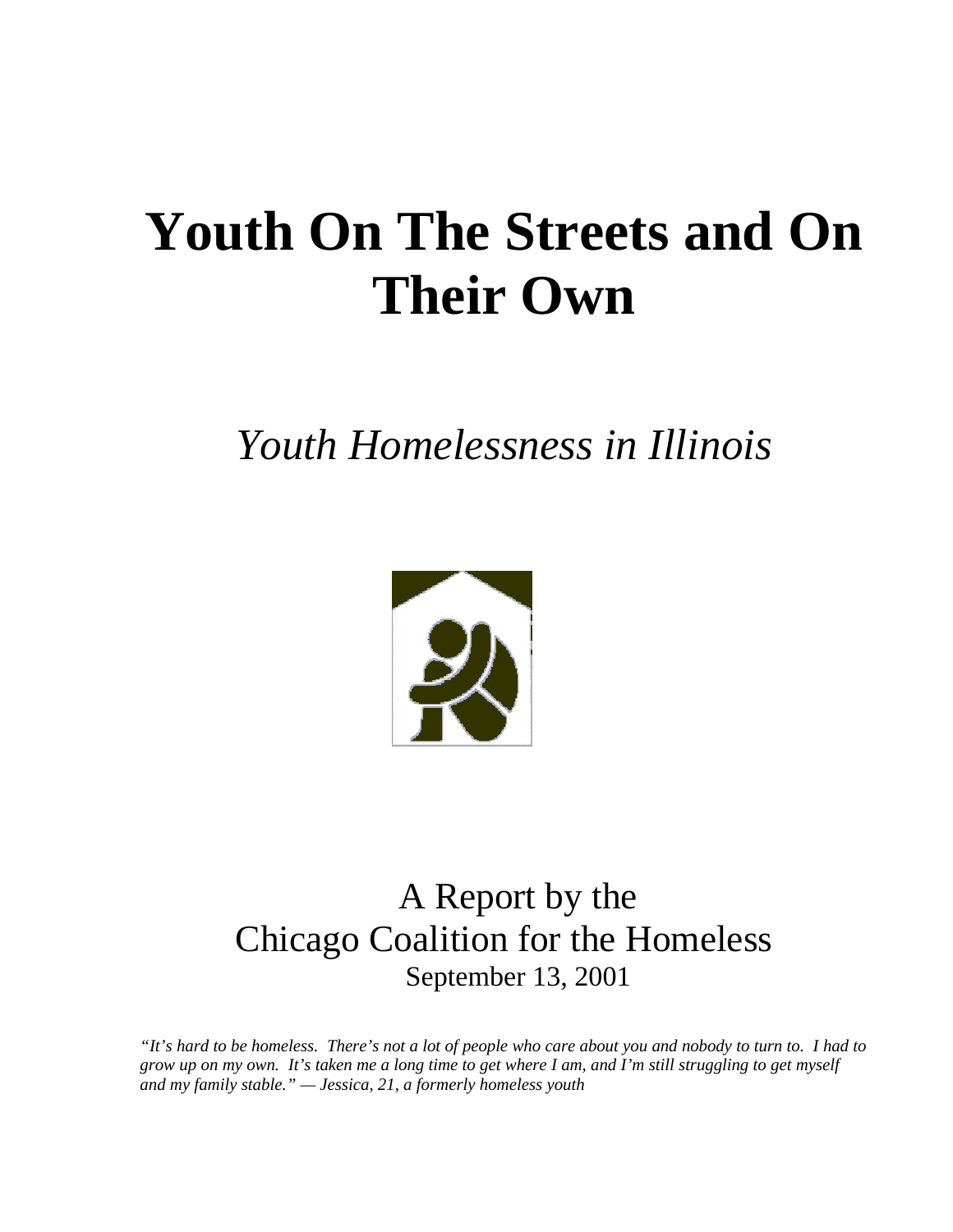# Youth On The Streets and On Their Own

*Youth Homelessness in Illinois*

A Report by the
Chicago Coalition for the Homeless
September 13, 2001

*"It's hard to be homeless. There's not a lot of people who care about you and nobody to turn to. I had to grow up on my own. It's taken me a long time to get where I am, and I'm still struggling to get myself and my family stable." — Jessica, 21, a formerly homeless youth*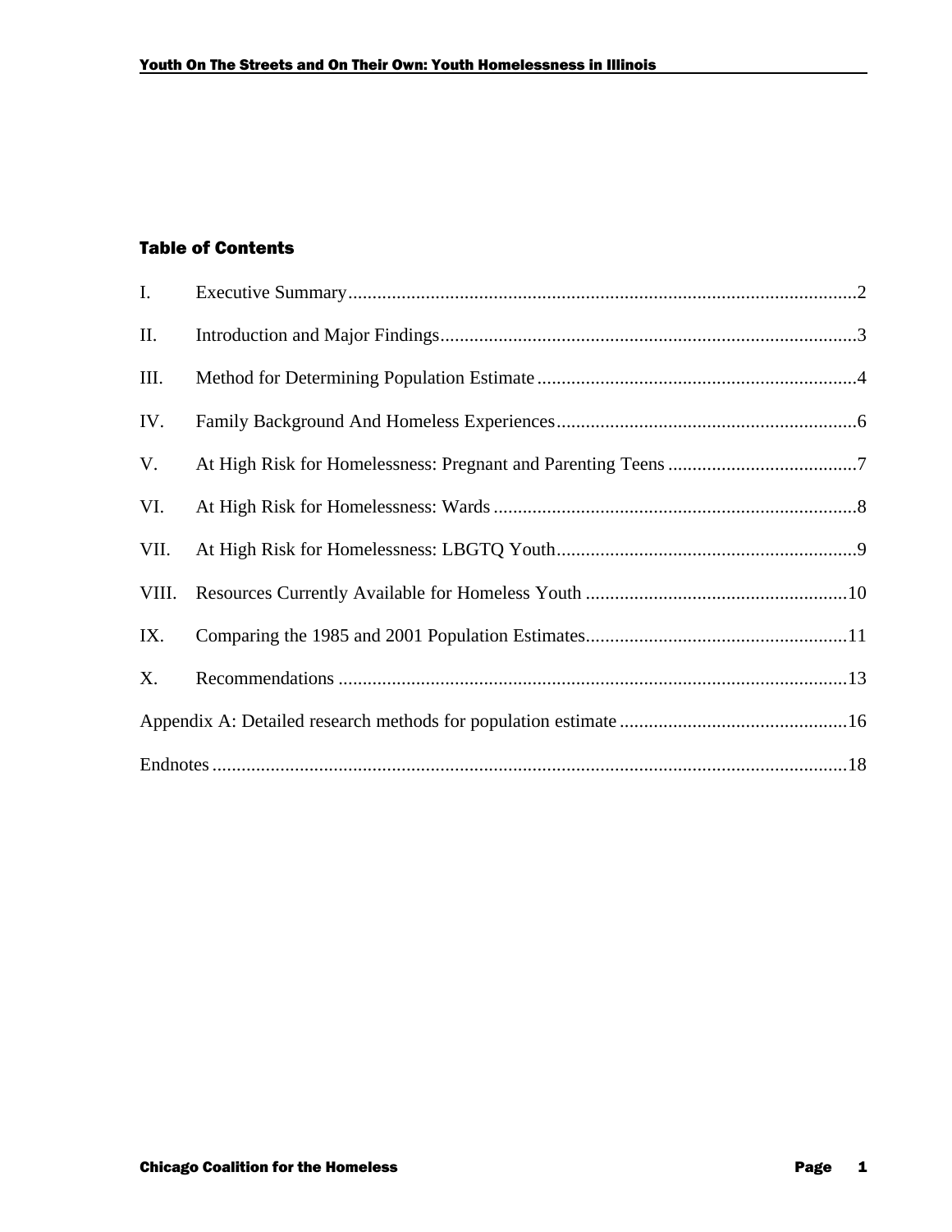## Table of Contents

I. Executive Summary........................................................................................................2

II. Introduction and Major Findings.....................................................................................3

III. Method for Determining Population Estimate .................................................................4

IV. Family Background And Homeless Experiences.............................................................6

V. At High Risk for Homelessness: Pregnant and Parenting Teens .......................................7

VI. At High Risk for Homelessness: Wards ..........................................................................8

VII. At High Risk for Homelessness: LBGTQ Youth.............................................................9

VIII. Resources Currently Available for Homeless Youth .....................................................10

IX. Comparing the 1985 and 2001 Population Estimates.....................................................11

X. Recommendations ........................................................................................................13

Appendix A: Detailed research methods for population estimate ..............................................16

Endnotes ..................................................................................................................................18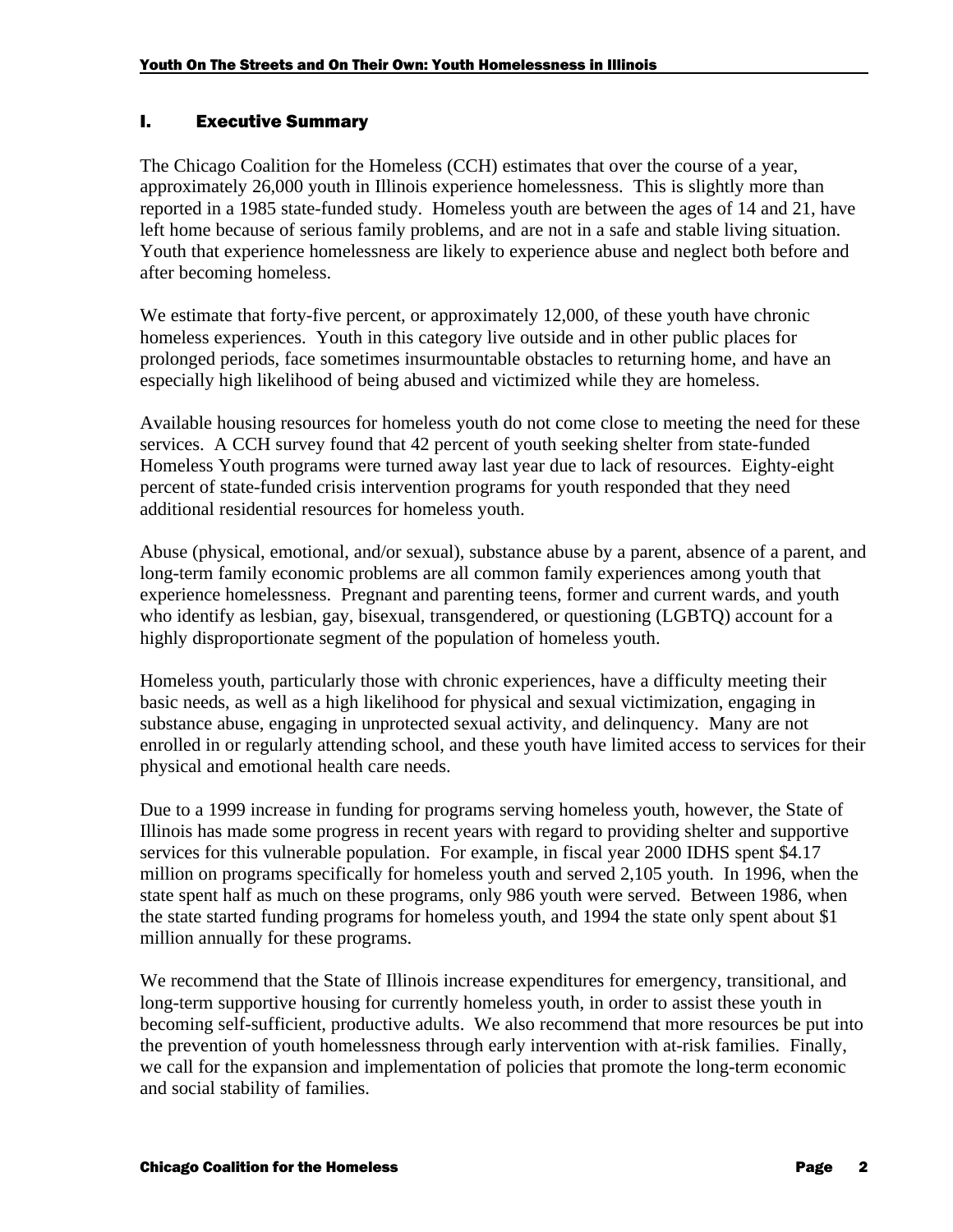## I. Executive Summary

The Chicago Coalition for the Homeless (CCH) estimates that over the course of a year, approximately 26,000 youth in Illinois experience homelessness. This is slightly more than reported in a 1985 state-funded study. Homeless youth are between the ages of 14 and 21, have left home because of serious family problems, and are not in a safe and stable living situation. Youth that experience homelessness are likely to experience abuse and neglect both before and after becoming homeless.

We estimate that forty-five percent, or approximately 12,000, of these youth have chronic homeless experiences. Youth in this category live outside and in other public places for prolonged periods, face sometimes insurmountable obstacles to returning home, and have an especially high likelihood of being abused and victimized while they are homeless.

Available housing resources for homeless youth do not come close to meeting the need for these services. A CCH survey found that 42 percent of youth seeking shelter from state-funded Homeless Youth programs were turned away last year due to lack of resources. Eighty-eight percent of state-funded crisis intervention programs for youth responded that they need additional residential resources for homeless youth.

Abuse (physical, emotional, and/or sexual), substance abuse by a parent, absence of a parent, and long-term family economic problems are all common family experiences among youth that experience homelessness. Pregnant and parenting teens, former and current wards, and youth who identify as lesbian, gay, bisexual, transgendered, or questioning (LGBTQ) account for a highly disproportionate segment of the population of homeless youth.

Homeless youth, particularly those with chronic experiences, have a difficulty meeting their basic needs, as well as a high likelihood for physical and sexual victimization, engaging in substance abuse, engaging in unprotected sexual activity, and delinquency. Many are not enrolled in or regularly attending school, and these youth have limited access to services for their physical and emotional health care needs.

Due to a 1999 increase in funding for programs serving homeless youth, however, the State of Illinois has made some progress in recent years with regard to providing shelter and supportive services for this vulnerable population. For example, in fiscal year 2000 IDHS spent $4.17 million on programs specifically for homeless youth and served 2,105 youth. In 1996, when the state spent half as much on these programs, only 986 youth were served. Between 1986, when the state started funding programs for homeless youth, and 1994 the state only spent about $1 million annually for these programs.

We recommend that the State of Illinois increase expenditures for emergency, transitional, and long-term supportive housing for currently homeless youth, in order to assist these youth in becoming self-sufficient, productive adults. We also recommend that more resources be put into the prevention of youth homelessness through early intervention with at-risk families. Finally, we call for the expansion and implementation of policies that promote the long-term economic and social stability of families.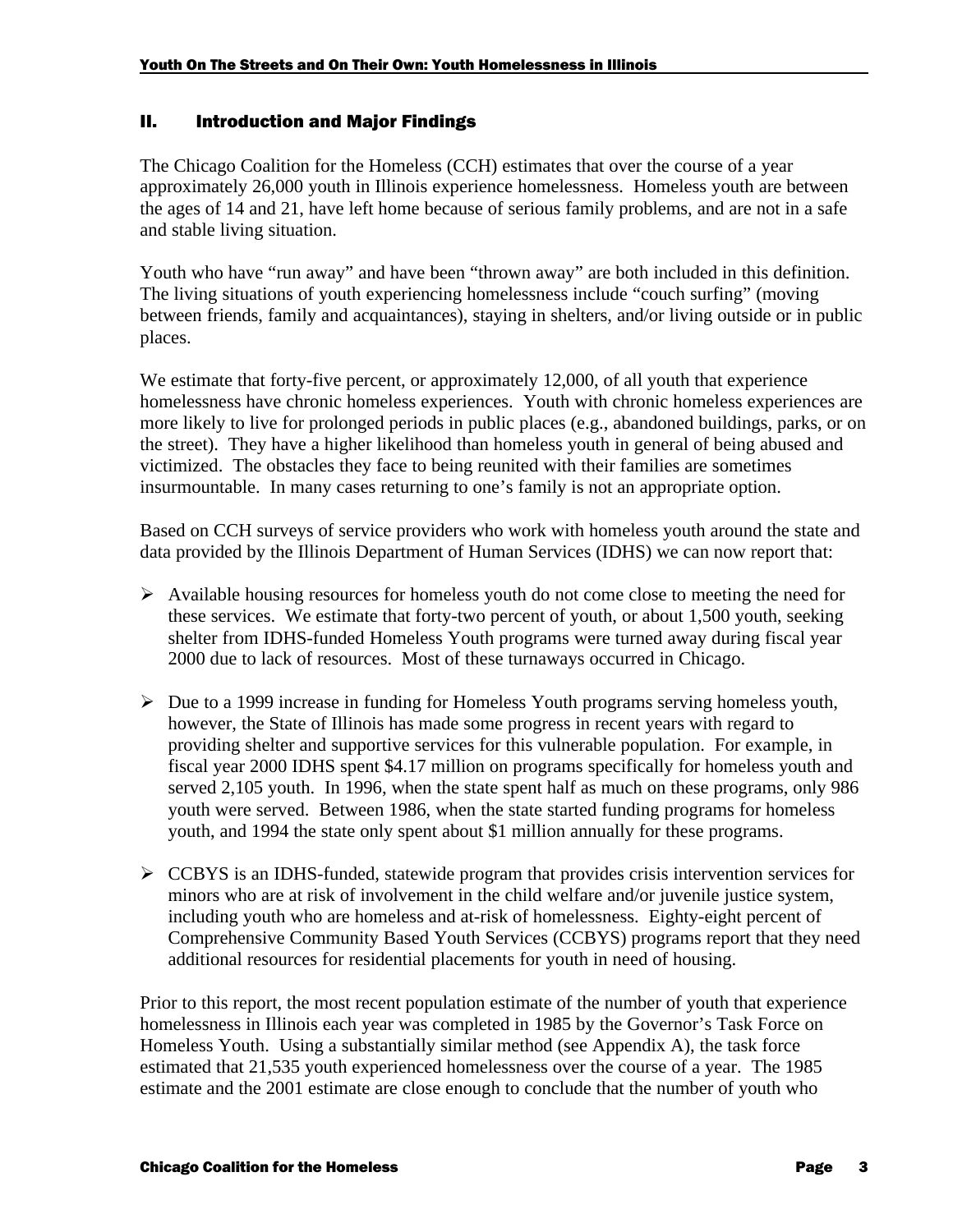## II. Introduction and Major Findings

The Chicago Coalition for the Homeless (CCH) estimates that over the course of a year approximately 26,000 youth in Illinois experience homelessness. Homeless youth are between the ages of 14 and 21, have left home because of serious family problems, and are not in a safe and stable living situation.

Youth who have "run away" and have been "thrown away" are both included in this definition. The living situations of youth experiencing homelessness include "couch surfing" (moving between friends, family and acquaintances), staying in shelters, and/or living outside or in public places.

We estimate that forty-five percent, or approximately 12,000, of all youth that experience homelessness have chronic homeless experiences. Youth with chronic homeless experiences are more likely to live for prolonged periods in public places (e.g., abandoned buildings, parks, or on the street). They have a higher likelihood than homeless youth in general of being abused and victimized. The obstacles they face to being reunited with their families are sometimes insurmountable. In many cases returning to one's family is not an appropriate option.

Based on CCH surveys of service providers who work with homeless youth around the state and data provided by the Illinois Department of Human Services (IDHS) we can now report that:

- Available housing resources for homeless youth do not come close to meeting the need for these services. We estimate that forty-two percent of youth, or about 1,500 youth, seeking shelter from IDHS-funded Homeless Youth programs were turned away during fiscal year 2000 due to lack of resources. Most of these turnaways occurred in Chicago.
- Due to a 1999 increase in funding for Homeless Youth programs serving homeless youth, however, the State of Illinois has made some progress in recent years with regard to providing shelter and supportive services for this vulnerable population. For example, in fiscal year 2000 IDHS spent $4.17 million on programs specifically for homeless youth and served 2,105 youth. In 1996, when the state spent half as much on these programs, only 986 youth were served. Between 1986, when the state started funding programs for homeless youth, and 1994 the state only spent about $1 million annually for these programs.
- CCBYS is an IDHS-funded, statewide program that provides crisis intervention services for minors who are at risk of involvement in the child welfare and/or juvenile justice system, including youth who are homeless and at-risk of homelessness. Eighty-eight percent of Comprehensive Community Based Youth Services (CCBYS) programs report that they need additional resources for residential placements for youth in need of housing.

Prior to this report, the most recent population estimate of the number of youth that experience homelessness in Illinois each year was completed in 1985 by the Governor's Task Force on Homeless Youth. Using a substantially similar method (see Appendix A), the task force estimated that 21,535 youth experienced homelessness over the course of a year. The 1985 estimate and the 2001 estimate are close enough to conclude that the number of youth who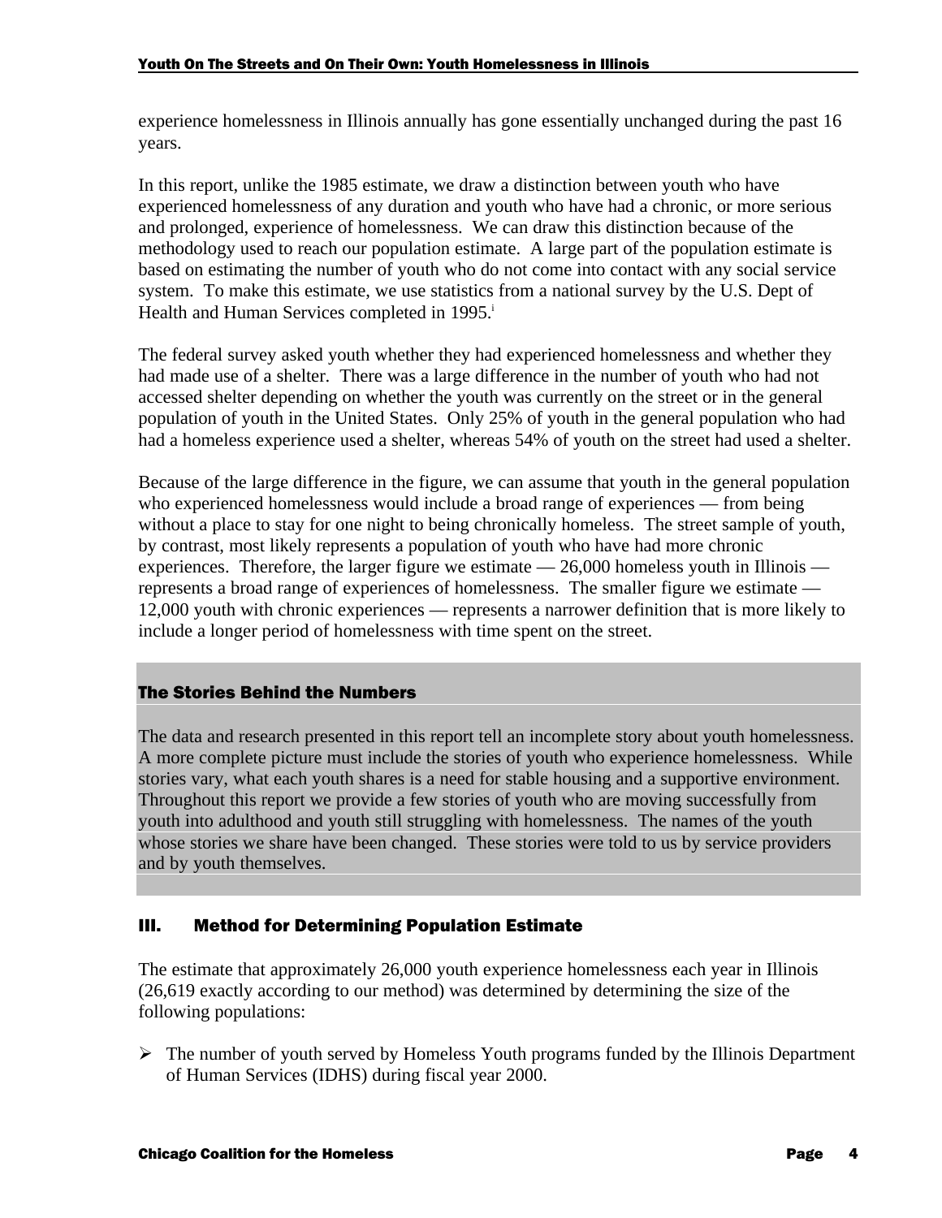experience homelessness in Illinois annually has gone essentially unchanged during the past 16 years.

In this report, unlike the 1985 estimate, we draw a distinction between youth who have experienced homelessness of any duration and youth who have had a chronic, or more serious and prolonged, experience of homelessness. We can draw this distinction because of the methodology used to reach our population estimate. A large part of the population estimate is based on estimating the number of youth who do not come into contact with any social service system. To make this estimate, we use statistics from a national survey by the U.S. Dept of Health and Human Services completed in 1995.[i]

The federal survey asked youth whether they had experienced homelessness and whether they had made use of a shelter. There was a large difference in the number of youth who had not accessed shelter depending on whether the youth was currently on the street or in the general population of youth in the United States. Only 25% of youth in the general population who had had a homeless experience used a shelter, whereas 54% of youth on the street had used a shelter.

Because of the large difference in the figure, we can assume that youth in the general population who experienced homelessness would include a broad range of experiences — from being without a place to stay for one night to being chronically homeless. The street sample of youth, by contrast, most likely represents a population of youth who have had more chronic experiences. Therefore, the larger figure we estimate — 26,000 homeless youth in Illinois — represents a broad range of experiences of homelessness. The smaller figure we estimate — 12,000 youth with chronic experiences — represents a narrower definition that is more likely to include a longer period of homelessness with time spent on the street.

**The Stories Behind the Numbers**

The data and research presented in this report tell an incomplete story about youth homelessness. A more complete picture must include the stories of youth who experience homelessness. While stories vary, what each youth shares is a need for stable housing and a supportive environment. Throughout this report we provide a few stories of youth who are moving successfully from youth into adulthood and youth still struggling with homelessness. The names of the youth whose stories we share have been changed. These stories were told to us by service providers and by youth themselves.

## III. Method for Determining Population Estimate

The estimate that approximately 26,000 youth experience homelessness each year in Illinois (26,619 exactly according to our method) was determined by determining the size of the following populations:

- The number of youth served by Homeless Youth programs funded by the Illinois Department of Human Services (IDHS) during fiscal year 2000.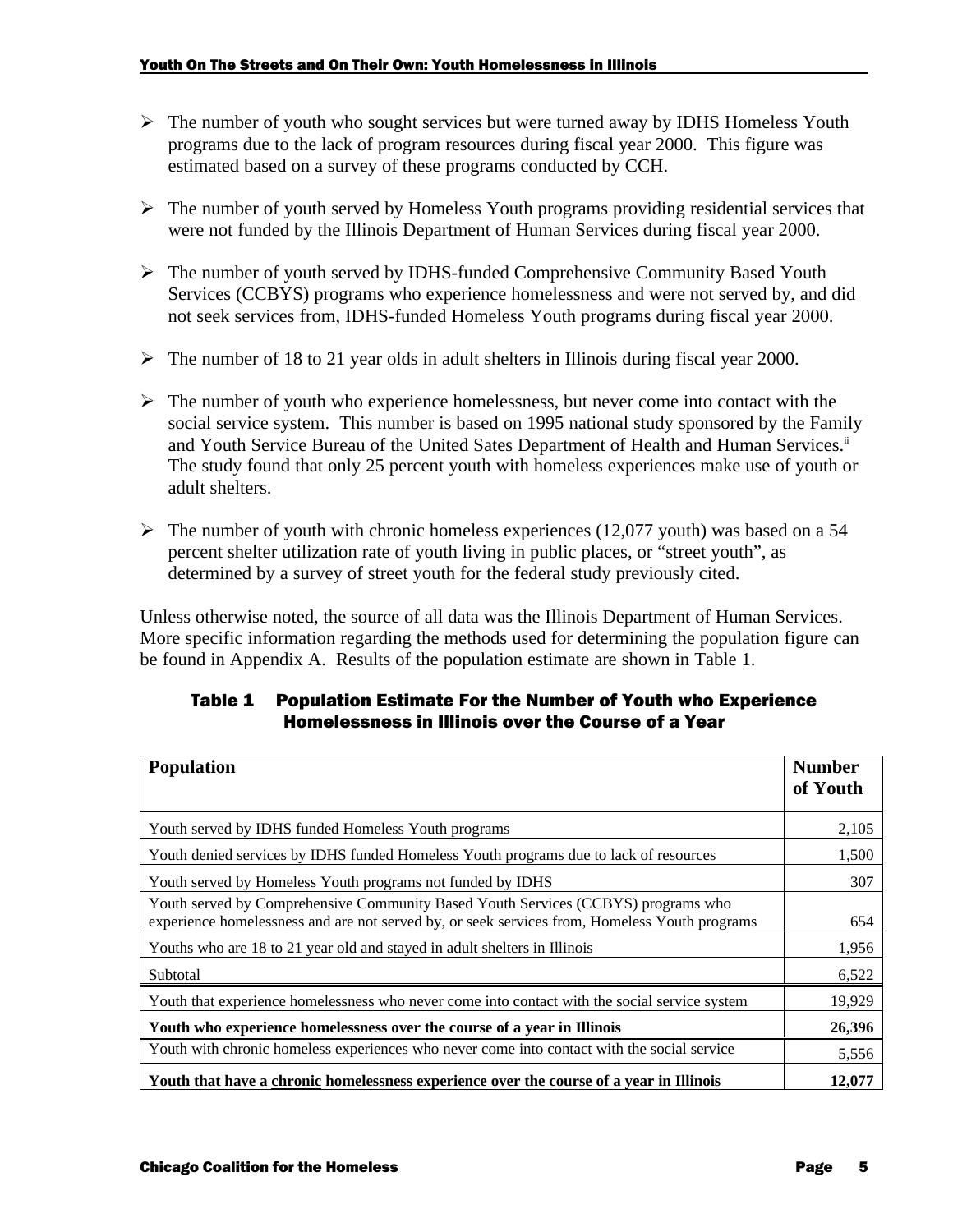- The number of youth who sought services but were turned away by IDHS Homeless Youth programs due to the lack of program resources during fiscal year 2000. This figure was estimated based on a survey of these programs conducted by CCH.

- The number of youth served by Homeless Youth programs providing residential services that were not funded by the Illinois Department of Human Services during fiscal year 2000.

- The number of youth served by IDHS-funded Comprehensive Community Based Youth Services (CCBYS) programs who experience homelessness and were not served by, and did not seek services from, IDHS-funded Homeless Youth programs during fiscal year 2000.

- The number of 18 to 21 year olds in adult shelters in Illinois during fiscal year 2000.

- The number of youth who experience homelessness, but never come into contact with the social service system. This number is based on 1995 national study sponsored by the Family and Youth Service Bureau of the United Sates Department of Health and Human Services.[ii] The study found that only 25 percent youth with homeless experiences make use of youth or adult shelters.

- The number of youth with chronic homeless experiences (12,077 youth) was based on a 54 percent shelter utilization rate of youth living in public places, or "street youth", as determined by a survey of street youth for the federal study previously cited.

Unless otherwise noted, the source of all data was the Illinois Department of Human Services. More specific information regarding the methods used for determining the population figure can be found in Appendix A. Results of the population estimate are shown in Table 1.

### Table 1 Population Estimate For the Number of Youth who Experience Homelessness in Illinois over the Course of a Year

| Population | Number of Youth |
|---|---|
| Youth served by IDHS funded Homeless Youth programs | 2,105 |
| Youth denied services by IDHS funded Homeless Youth programs due to lack of resources | 1,500 |
| Youth served by Homeless Youth programs not funded by IDHS | 307 |
| Youth served by Comprehensive Community Based Youth Services (CCBYS) programs who experience homelessness and are not served by, or seek services from, Homeless Youth programs | 654 |
| Youths who are 18 to 21 year old and stayed in adult shelters in Illinois | 1,956 |
| Subtotal | 6,522 |
| Youth that experience homelessness who never come into contact with the social service system | 19,929 |
| **Youth who experience homelessness over the course of a year in Illinois** | **26,396** |
| Youth with chronic homeless experiences who never come into contact with the social service | 5,556 |
| **Youth that have a <u>chronic</u> homelessness experience over the course of a year in Illinois** | **12,077** |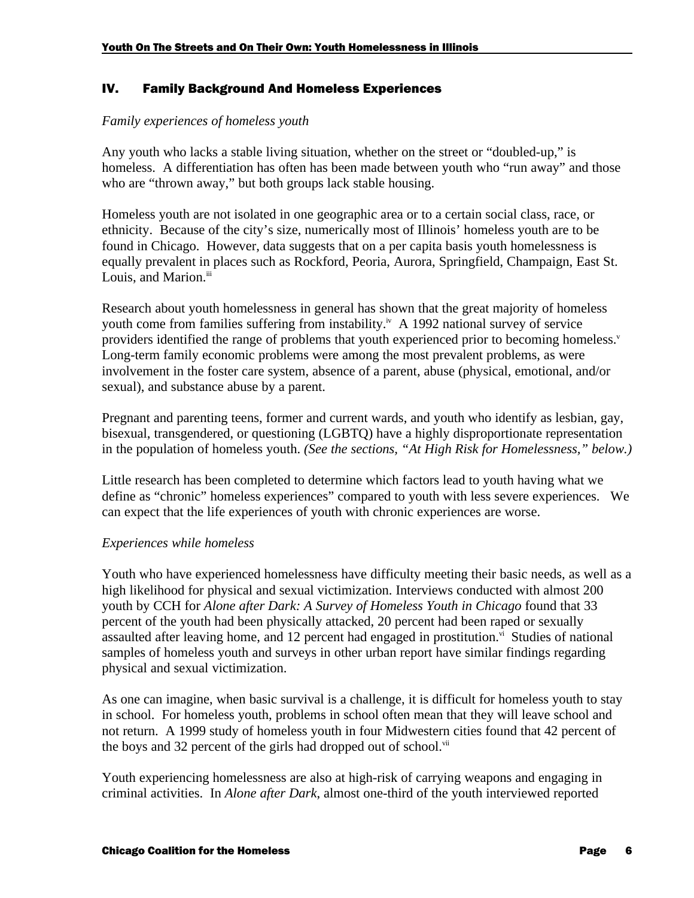## IV. Family Background And Homeless Experiences

*Family experiences of homeless youth*

Any youth who lacks a stable living situation, whether on the street or "doubled-up," is homeless. A differentiation has often has been made between youth who "run away" and those who are "thrown away," but both groups lack stable housing.

Homeless youth are not isolated in one geographic area or to a certain social class, race, or ethnicity. Because of the city's size, numerically most of Illinois' homeless youth are to be found in Chicago. However, data suggests that on a per capita basis youth homelessness is equally prevalent in places such as Rockford, Peoria, Aurora, Springfield, Champaign, East St. Louis, and Marion.[iii]

Research about youth homelessness in general has shown that the great majority of homeless youth come from families suffering from instability.[iv] A 1992 national survey of service providers identified the range of problems that youth experienced prior to becoming homeless.[v] Long-term family economic problems were among the most prevalent problems, as were involvement in the foster care system, absence of a parent, abuse (physical, emotional, and/or sexual), and substance abuse by a parent.

Pregnant and parenting teens, former and current wards, and youth who identify as lesbian, gay, bisexual, transgendered, or questioning (LGBTQ) have a highly disproportionate representation in the population of homeless youth. *(See the sections, "At High Risk for Homelessness," below.)*

Little research has been completed to determine which factors lead to youth having what we define as "chronic" homeless experiences" compared to youth with less severe experiences. We can expect that the life experiences of youth with chronic experiences are worse.

*Experiences while homeless*

Youth who have experienced homelessness have difficulty meeting their basic needs, as well as a high likelihood for physical and sexual victimization. Interviews conducted with almost 200 youth by CCH for *Alone after Dark: A Survey of Homeless Youth in Chicago* found that 33 percent of the youth had been physically attacked, 20 percent had been raped or sexually assaulted after leaving home, and 12 percent had engaged in prostitution.[vi] Studies of national samples of homeless youth and surveys in other urban report have similar findings regarding physical and sexual victimization.

As one can imagine, when basic survival is a challenge, it is difficult for homeless youth to stay in school. For homeless youth, problems in school often mean that they will leave school and not return. A 1999 study of homeless youth in four Midwestern cities found that 42 percent of the boys and 32 percent of the girls had dropped out of school.[vii]

Youth experiencing homelessness are also at high-risk of carrying weapons and engaging in criminal activities. In *Alone after Dark*, almost one-third of the youth interviewed reported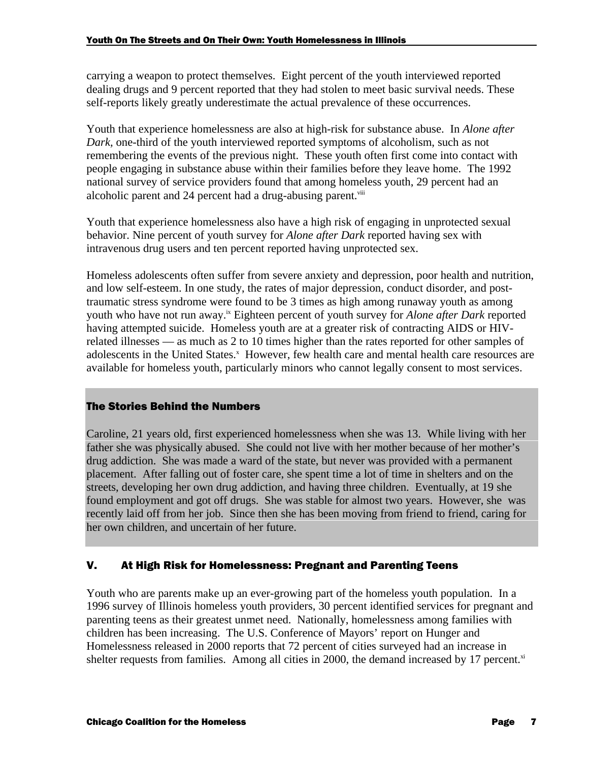carrying a weapon to protect themselves. Eight percent of the youth interviewed reported dealing drugs and 9 percent reported that they had stolen to meet basic survival needs. These self-reports likely greatly underestimate the actual prevalence of these occurrences.

Youth that experience homelessness are also at high-risk for substance abuse. In *Alone after Dark,* one-third of the youth interviewed reported symptoms of alcoholism, such as not remembering the events of the previous night. These youth often first come into contact with people engaging in substance abuse within their families before they leave home. The 1992 national survey of service providers found that among homeless youth, 29 percent had an alcoholic parent and 24 percent had a drug-abusing parent.[viii]

Youth that experience homelessness also have a high risk of engaging in unprotected sexual behavior. Nine percent of youth survey for *Alone after Dark* reported having sex with intravenous drug users and ten percent reported having unprotected sex.

Homeless adolescents often suffer from severe anxiety and depression, poor health and nutrition, and low self-esteem. In one study, the rates of major depression, conduct disorder, and post-traumatic stress syndrome were found to be 3 times as high among runaway youth as among youth who have not run away.[ix] Eighteen percent of youth survey for *Alone after Dark* reported having attempted suicide. Homeless youth are at a greater risk of contracting AIDS or HIV-related illnesses — as much as 2 to 10 times higher than the rates reported for other samples of adolescents in the United States.[x] However, few health care and mental health care resources are available for homeless youth, particularly minors who cannot legally consent to most services.

### The Stories Behind the Numbers

Caroline, 21 years old, first experienced homelessness when she was 13. While living with her father she was physically abused. She could not live with her mother because of her mother's drug addiction. She was made a ward of the state, but never was provided with a permanent placement. After falling out of foster care, she spent time a lot of time in shelters and on the streets, developing her own drug addiction, and having three children. Eventually, at 19 she found employment and got off drugs. She was stable for almost two years. However, she was recently laid off from her job. Since then she has been moving from friend to friend, caring for her own children, and uncertain of her future.

## V. At High Risk for Homelessness: Pregnant and Parenting Teens

Youth who are parents make up an ever-growing part of the homeless youth population. In a 1996 survey of Illinois homeless youth providers, 30 percent identified services for pregnant and parenting teens as their greatest unmet need. Nationally, homelessness among families with children has been increasing. The U.S. Conference of Mayors' report on Hunger and Homelessness released in 2000 reports that 72 percent of cities surveyed had an increase in shelter requests from families. Among all cities in 2000, the demand increased by 17 percent.[xi]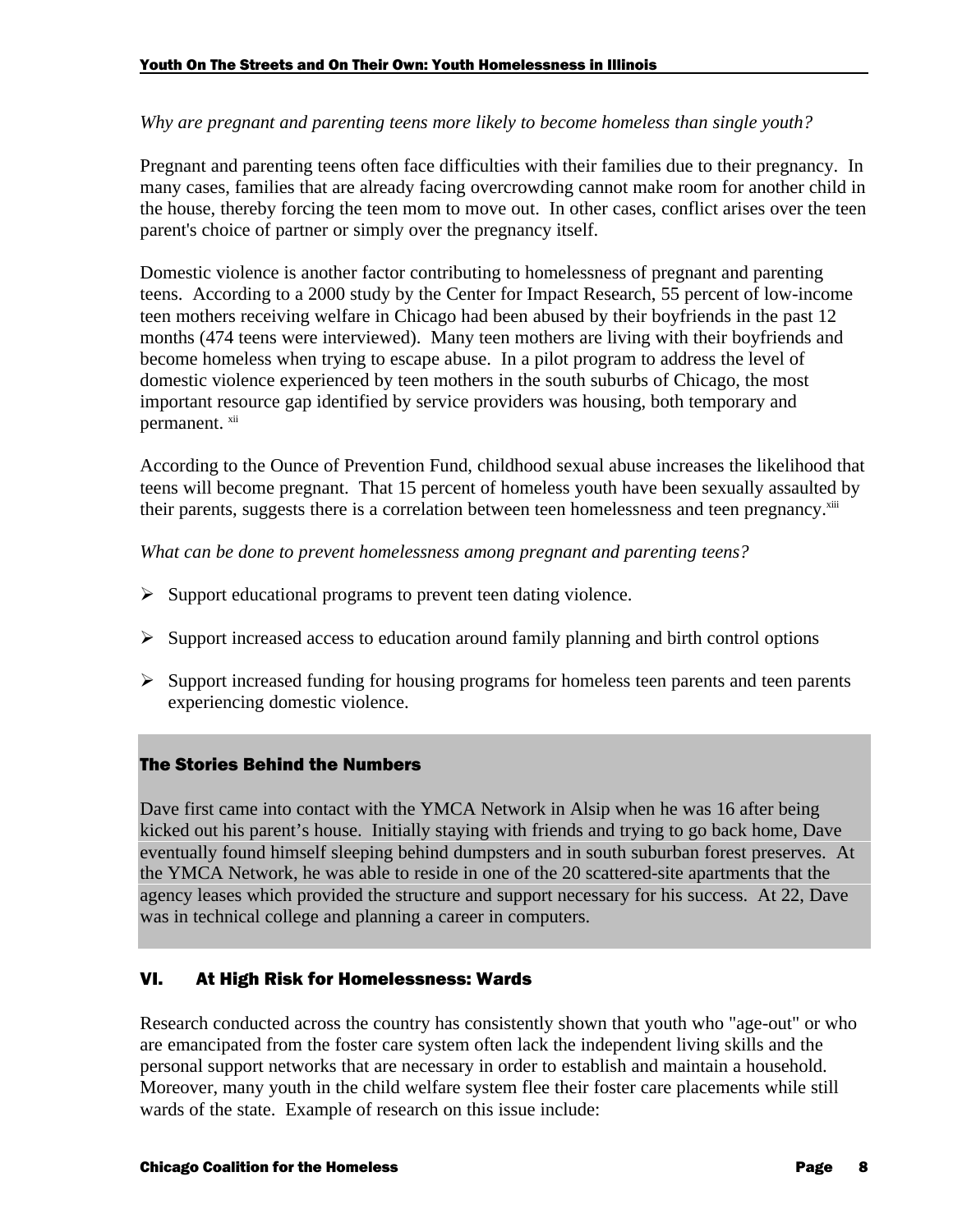*Why are pregnant and parenting teens more likely to become homeless than single youth?*

Pregnant and parenting teens often face difficulties with their families due to their pregnancy. In many cases, families that are already facing overcrowding cannot make room for another child in the house, thereby forcing the teen mom to move out. In other cases, conflict arises over the teen parent's choice of partner or simply over the pregnancy itself.

Domestic violence is another factor contributing to homelessness of pregnant and parenting teens. According to a 2000 study by the Center for Impact Research, 55 percent of low-income teen mothers receiving welfare in Chicago had been abused by their boyfriends in the past 12 months (474 teens were interviewed). Many teen mothers are living with their boyfriends and become homeless when trying to escape abuse. In a pilot program to address the level of domestic violence experienced by teen mothers in the south suburbs of Chicago, the most important resource gap identified by service providers was housing, both temporary and permanent. [xii]

According to the Ounce of Prevention Fund, childhood sexual abuse increases the likelihood that teens will become pregnant. That 15 percent of homeless youth have been sexually assaulted by their parents, suggests there is a correlation between teen homelessness and teen pregnancy.[xiii]

*What can be done to prevent homelessness among pregnant and parenting teens?*

- Support educational programs to prevent teen dating violence.
- Support increased access to education around family planning and birth control options
- Support increased funding for housing programs for homeless teen parents and teen parents experiencing domestic violence.

### The Stories Behind the Numbers

Dave first came into contact with the YMCA Network in Alsip when he was 16 after being kicked out his parent's house. Initially staying with friends and trying to go back home, Dave eventually found himself sleeping behind dumpsters and in south suburban forest preserves. At the YMCA Network, he was able to reside in one of the 20 scattered-site apartments that the agency leases which provided the structure and support necessary for his success. At 22, Dave was in technical college and planning a career in computers.

## VI. At High Risk for Homelessness: Wards

Research conducted across the country has consistently shown that youth who "age-out" or who are emancipated from the foster care system often lack the independent living skills and the personal support networks that are necessary in order to establish and maintain a household. Moreover, many youth in the child welfare system flee their foster care placements while still wards of the state. Example of research on this issue include: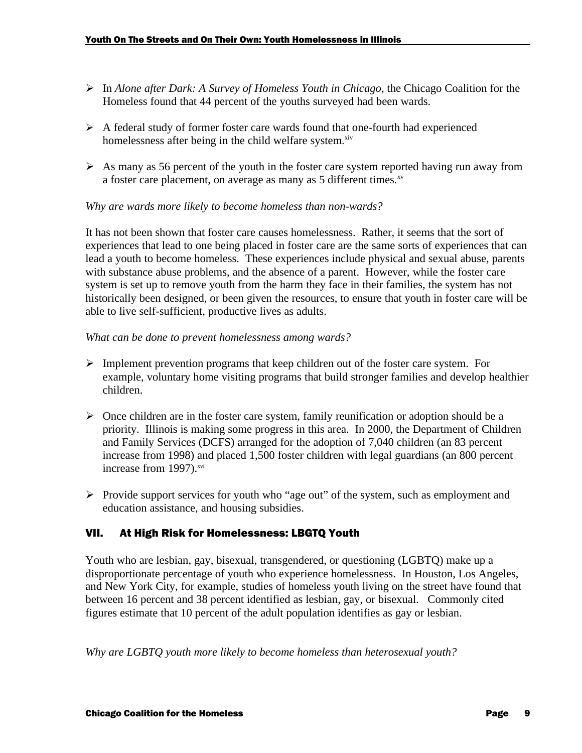- In *Alone after Dark: A Survey of Homeless Youth in Chicago*, the Chicago Coalition for the Homeless found that 44 percent of the youths surveyed had been wards.

- A federal study of former foster care wards found that one-fourth had experienced homelessness after being in the child welfare system.[xiv]

- As many as 56 percent of the youth in the foster care system reported having run away from a foster care placement, on average as many as 5 different times.[xv]

*Why are wards more likely to become homeless than non-wards?*

It has not been shown that foster care causes homelessness. Rather, it seems that the sort of experiences that lead to one being placed in foster care are the same sorts of experiences that can lead a youth to become homeless. These experiences include physical and sexual abuse, parents with substance abuse problems, and the absence of a parent. However, while the foster care system is set up to remove youth from the harm they face in their families, the system has not historically been designed, or been given the resources, to ensure that youth in foster care will be able to live self-sufficient, productive lives as adults.

*What can be done to prevent homelessness among wards?*

- Implement prevention programs that keep children out of the foster care system. For example, voluntary home visiting programs that build stronger families and develop healthier children.

- Once children are in the foster care system, family reunification or adoption should be a priority. Illinois is making some progress in this area. In 2000, the Department of Children and Family Services (DCFS) arranged for the adoption of 7,040 children (an 83 percent increase from 1998) and placed 1,500 foster children with legal guardians (an 800 percent increase from 1997).[xvi]

- Provide support services for youth who "age out" of the system, such as employment and education assistance, and housing subsidies.

## VII. At High Risk for Homelessness: LBGTQ Youth

Youth who are lesbian, gay, bisexual, transgendered, or questioning (LGBTQ) make up a disproportionate percentage of youth who experience homelessness. In Houston, Los Angeles, and New York City, for example, studies of homeless youth living on the street have found that between 16 percent and 38 percent identified as lesbian, gay, or bisexual. Commonly cited figures estimate that 10 percent of the adult population identifies as gay or lesbian.

*Why are LGBTQ youth more likely to become homeless than heterosexual youth?*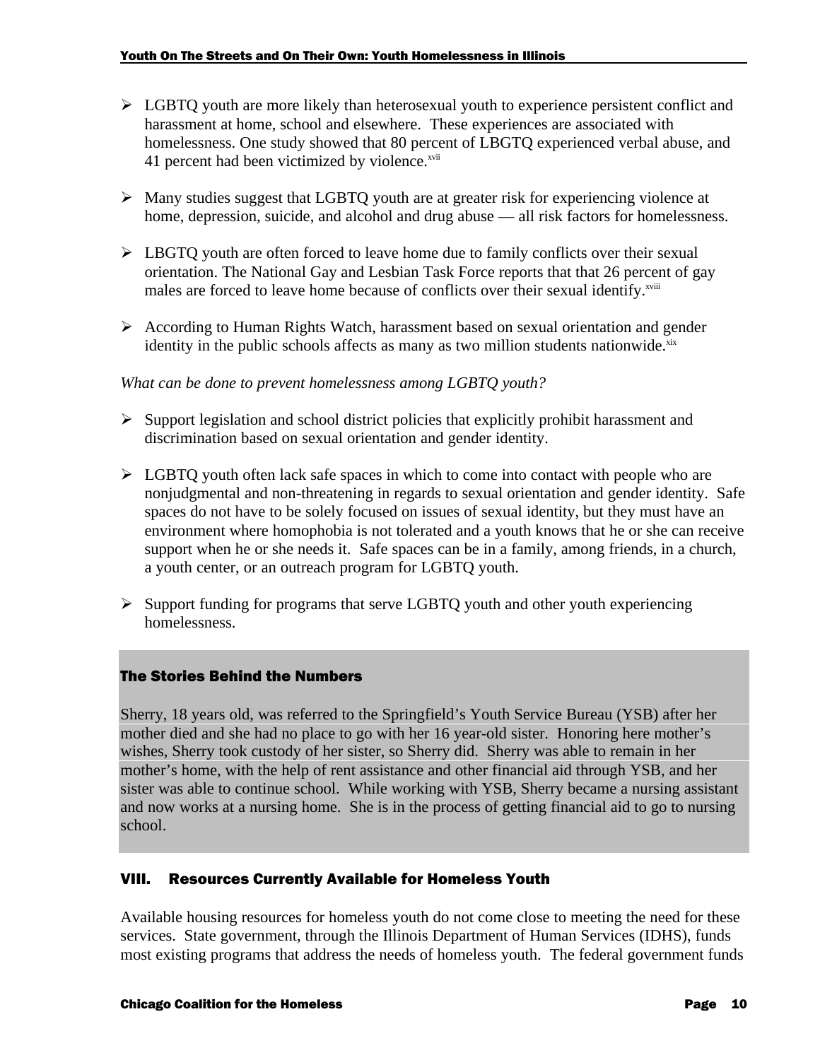- LGBTQ youth are more likely than heterosexual youth to experience persistent conflict and harassment at home, school and elsewhere. These experiences are associated with homelessness. One study showed that 80 percent of LBGTQ experienced verbal abuse, and 41 percent had been victimized by violence.[xvii]

- Many studies suggest that LGBTQ youth are at greater risk for experiencing violence at home, depression, suicide, and alcohol and drug abuse — all risk factors for homelessness.

- LBGTQ youth are often forced to leave home due to family conflicts over their sexual orientation. The National Gay and Lesbian Task Force reports that that 26 percent of gay males are forced to leave home because of conflicts over their sexual identify.[xviii]

- According to Human Rights Watch, harassment based on sexual orientation and gender identity in the public schools affects as many as two million students nationwide.[xix]

*What can be done to prevent homelessness among LGBTQ youth?*

- Support legislation and school district policies that explicitly prohibit harassment and discrimination based on sexual orientation and gender identity.

- LGBTQ youth often lack safe spaces in which to come into contact with people who are nonjudgmental and non-threatening in regards to sexual orientation and gender identity. Safe spaces do not have to be solely focused on issues of sexual identity, but they must have an environment where homophobia is not tolerated and a youth knows that he or she can receive support when he or she needs it. Safe spaces can be in a family, among friends, in a church, a youth center, or an outreach program for LGBTQ youth.

- Support funding for programs that serve LGBTQ youth and other youth experiencing homelessness.

**The Stories Behind the Numbers**

Sherry, 18 years old, was referred to the Springfield's Youth Service Bureau (YSB) after her mother died and she had no place to go with her 16 year-old sister. Honoring here mother's wishes, Sherry took custody of her sister, so Sherry did. Sherry was able to remain in her mother's home, with the help of rent assistance and other financial aid through YSB, and her sister was able to continue school. While working with YSB, Sherry became a nursing assistant and now works at a nursing home. She is in the process of getting financial aid to go to nursing school.

## VIII. Resources Currently Available for Homeless Youth

Available housing resources for homeless youth do not come close to meeting the need for these services. State government, through the Illinois Department of Human Services (IDHS), funds most existing programs that address the needs of homeless youth. The federal government funds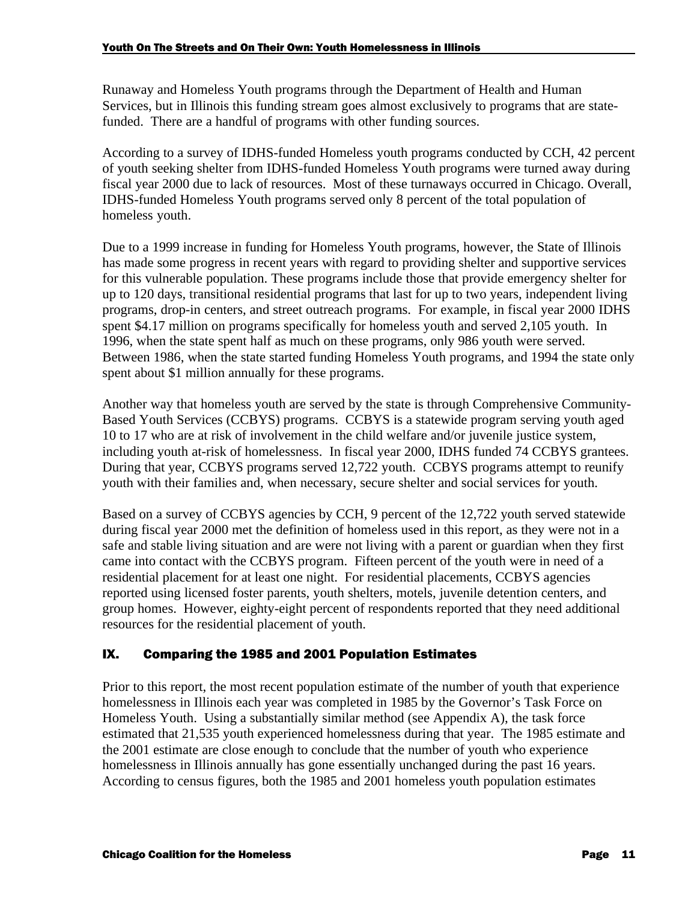Runaway and Homeless Youth programs through the Department of Health and Human Services, but in Illinois this funding stream goes almost exclusively to programs that are state-funded. There are a handful of programs with other funding sources.

According to a survey of IDHS-funded Homeless youth programs conducted by CCH, 42 percent of youth seeking shelter from IDHS-funded Homeless Youth programs were turned away during fiscal year 2000 due to lack of resources. Most of these turnaways occurred in Chicago. Overall, IDHS-funded Homeless Youth programs served only 8 percent of the total population of homeless youth.

Due to a 1999 increase in funding for Homeless Youth programs, however, the State of Illinois has made some progress in recent years with regard to providing shelter and supportive services for this vulnerable population. These programs include those that provide emergency shelter for up to 120 days, transitional residential programs that last for up to two years, independent living programs, drop-in centers, and street outreach programs. For example, in fiscal year 2000 IDHS spent $4.17 million on programs specifically for homeless youth and served 2,105 youth. In 1996, when the state spent half as much on these programs, only 986 youth were served. Between 1986, when the state started funding Homeless Youth programs, and 1994 the state only spent about $1 million annually for these programs.

Another way that homeless youth are served by the state is through Comprehensive Community-Based Youth Services (CCBYS) programs. CCBYS is a statewide program serving youth aged 10 to 17 who are at risk of involvement in the child welfare and/or juvenile justice system, including youth at-risk of homelessness. In fiscal year 2000, IDHS funded 74 CCBYS grantees. During that year, CCBYS programs served 12,722 youth. CCBYS programs attempt to reunify youth with their families and, when necessary, secure shelter and social services for youth.

Based on a survey of CCBYS agencies by CCH, 9 percent of the 12,722 youth served statewide during fiscal year 2000 met the definition of homeless used in this report, as they were not in a safe and stable living situation and are were not living with a parent or guardian when they first came into contact with the CCBYS program. Fifteen percent of the youth were in need of a residential placement for at least one night. For residential placements, CCBYS agencies reported using licensed foster parents, youth shelters, motels, juvenile detention centers, and group homes. However, eighty-eight percent of respondents reported that they need additional resources for the residential placement of youth.

## IX. Comparing the 1985 and 2001 Population Estimates

Prior to this report, the most recent population estimate of the number of youth that experience homelessness in Illinois each year was completed in 1985 by the Governor's Task Force on Homeless Youth. Using a substantially similar method (see Appendix A), the task force estimated that 21,535 youth experienced homelessness during that year. The 1985 estimate and the 2001 estimate are close enough to conclude that the number of youth who experience homelessness in Illinois annually has gone essentially unchanged during the past 16 years. According to census figures, both the 1985 and 2001 homeless youth population estimates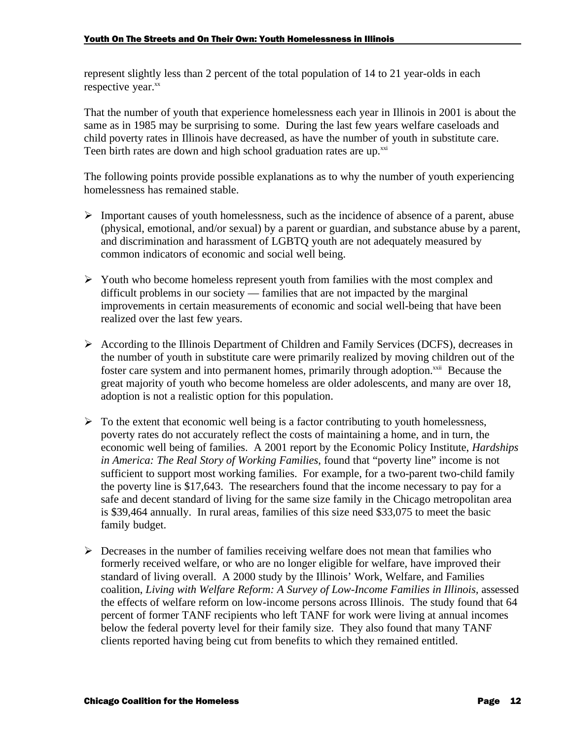represent slightly less than 2 percent of the total population of 14 to 21 year-olds in each respective year.[xx]

That the number of youth that experience homelessness each year in Illinois in 2001 is about the same as in 1985 may be surprising to some. During the last few years welfare caseloads and child poverty rates in Illinois have decreased, as have the number of youth in substitute care. Teen birth rates are down and high school graduation rates are up.[xxi]

The following points provide possible explanations as to why the number of youth experiencing homelessness has remained stable.

- Important causes of youth homelessness, such as the incidence of absence of a parent, abuse (physical, emotional, and/or sexual) by a parent or guardian, and substance abuse by a parent, and discrimination and harassment of LGBTQ youth are not adequately measured by common indicators of economic and social well being.

- Youth who become homeless represent youth from families with the most complex and difficult problems in our society — families that are not impacted by the marginal improvements in certain measurements of economic and social well-being that have been realized over the last few years.

- According to the Illinois Department of Children and Family Services (DCFS), decreases in the number of youth in substitute care were primarily realized by moving children out of the foster care system and into permanent homes, primarily through adoption.[xxii] Because the great majority of youth who become homeless are older adolescents, and many are over 18, adoption is not a realistic option for this population.

- To the extent that economic well being is a factor contributing to youth homelessness, poverty rates do not accurately reflect the costs of maintaining a home, and in turn, the economic well being of families. A 2001 report by the Economic Policy Institute, *Hardships in America: The Real Story of Working Families*, found that "poverty line" income is not sufficient to support most working families. For example, for a two-parent two-child family the poverty line is $17,643. The researchers found that the income necessary to pay for a safe and decent standard of living for the same size family in the Chicago metropolitan area is $39,464 annually. In rural areas, families of this size need $33,075 to meet the basic family budget.

- Decreases in the number of families receiving welfare does not mean that families who formerly received welfare, or who are no longer eligible for welfare, have improved their standard of living overall. A 2000 study by the Illinois' Work, Welfare, and Families coalition, *Living with Welfare Reform: A Survey of Low-Income Families in Illinois,* assessed the effects of welfare reform on low-income persons across Illinois. The study found that 64 percent of former TANF recipients who left TANF for work were living at annual incomes below the federal poverty level for their family size. They also found that many TANF clients reported having being cut from benefits to which they remained entitled.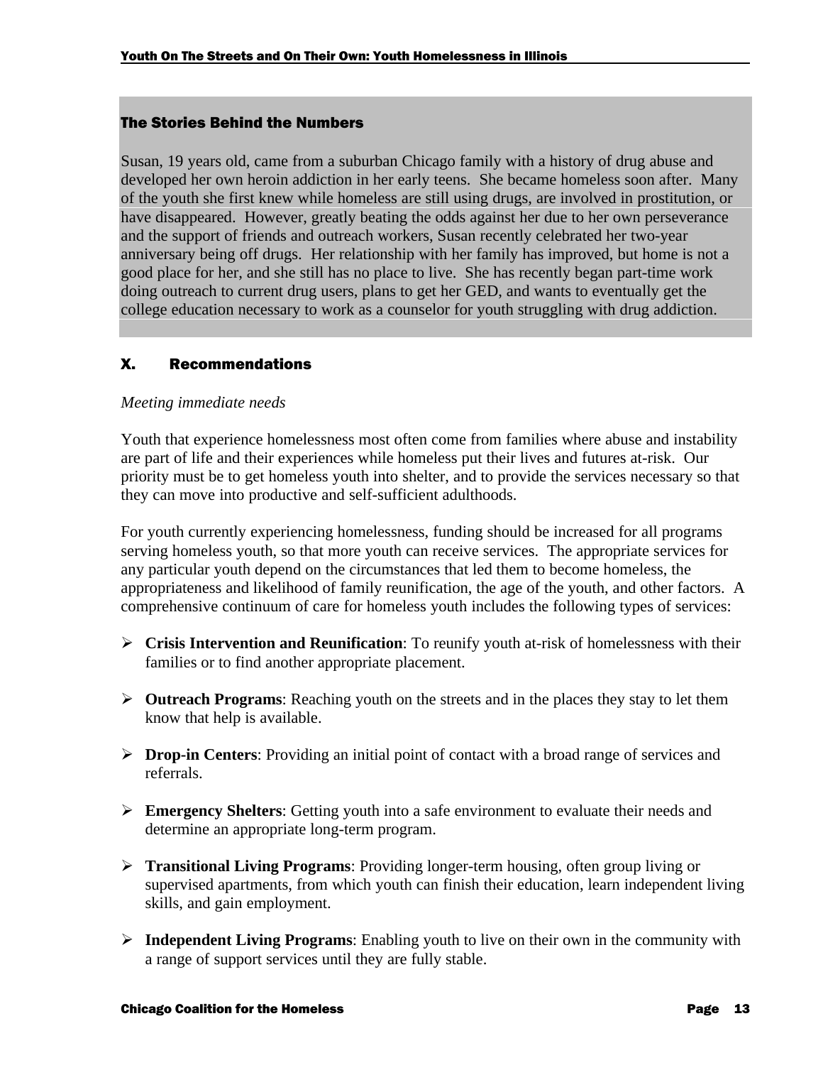### The Stories Behind the Numbers

Susan, 19 years old, came from a suburban Chicago family with a history of drug abuse and developed her own heroin addiction in her early teens. She became homeless soon after. Many of the youth she first knew while homeless are still using drugs, are involved in prostitution, or have disappeared. However, greatly beating the odds against her due to her own perseverance and the support of friends and outreach workers, Susan recently celebrated her two-year anniversary being off drugs. Her relationship with her family has improved, but home is not a good place for her, and she still has no place to live. She has recently began part-time work doing outreach to current drug users, plans to get her GED, and wants to eventually get the college education necessary to work as a counselor for youth struggling with drug addiction.

## X. Recommendations

*Meeting immediate needs*

Youth that experience homelessness most often come from families where abuse and instability are part of life and their experiences while homeless put their lives and futures at-risk. Our priority must be to get homeless youth into shelter, and to provide the services necessary so that they can move into productive and self-sufficient adulthoods.

For youth currently experiencing homelessness, funding should be increased for all programs serving homeless youth, so that more youth can receive services. The appropriate services for any particular youth depend on the circumstances that led them to become homeless, the appropriateness and likelihood of family reunification, the age of the youth, and other factors. A comprehensive continuum of care for homeless youth includes the following types of services:

- **Crisis Intervention and Reunification**: To reunify youth at-risk of homelessness with their families or to find another appropriate placement.
- **Outreach Programs**: Reaching youth on the streets and in the places they stay to let them know that help is available.
- **Drop-in Centers**: Providing an initial point of contact with a broad range of services and referrals.
- **Emergency Shelters**: Getting youth into a safe environment to evaluate their needs and determine an appropriate long-term program.
- **Transitional Living Programs**: Providing longer-term housing, often group living or supervised apartments, from which youth can finish their education, learn independent living skills, and gain employment.
- **Independent Living Programs**: Enabling youth to live on their own in the community with a range of support services until they are fully stable.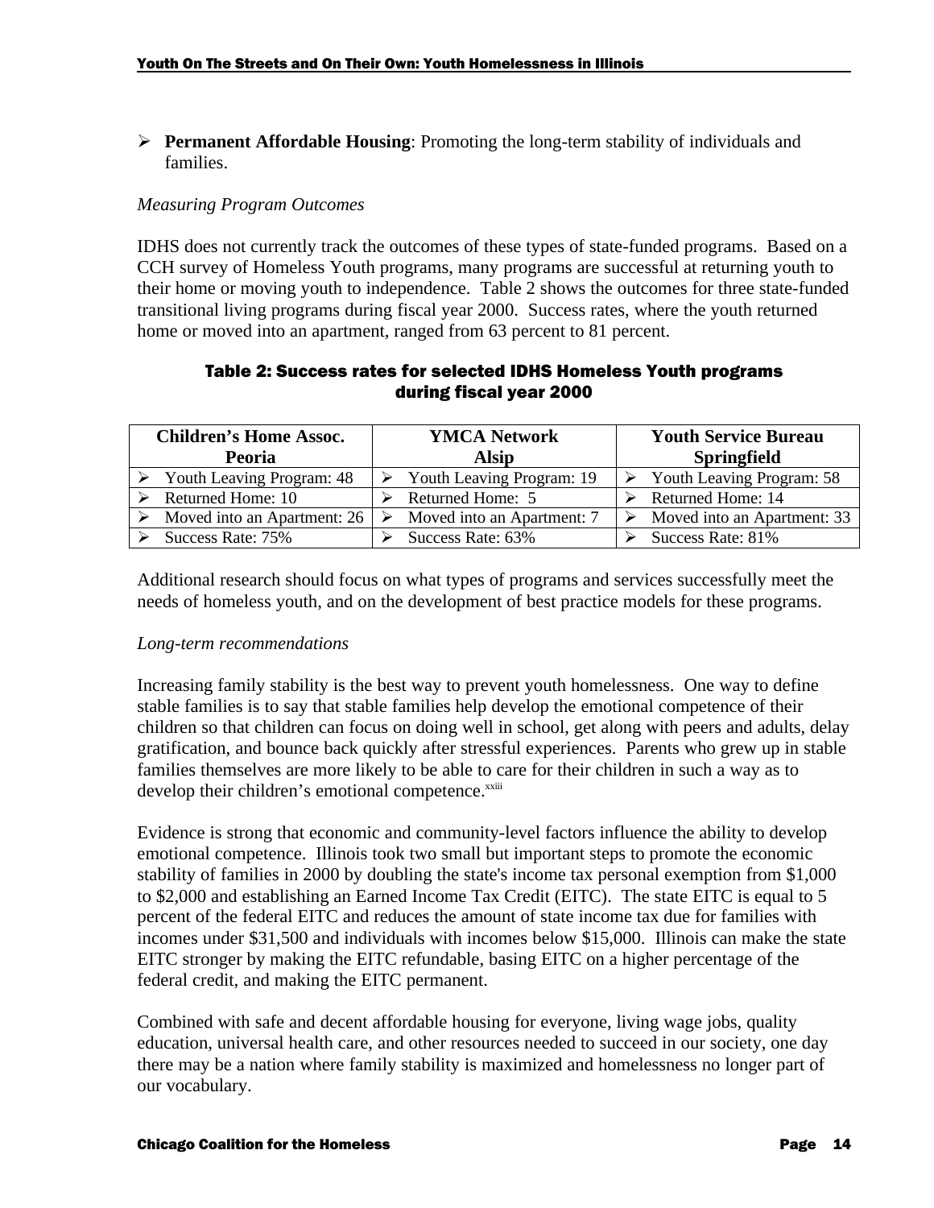- **Permanent Affordable Housing**: Promoting the long-term stability of individuals and families.

*Measuring Program Outcomes*

IDHS does not currently track the outcomes of these types of state-funded programs. Based on a CCH survey of Homeless Youth programs, many programs are successful at returning youth to their home or moving youth to independence. Table 2 shows the outcomes for three state-funded transitional living programs during fiscal year 2000. Success rates, where the youth returned home or moved into an apartment, ranged from 63 percent to 81 percent.

**Table 2: Success rates for selected IDHS Homeless Youth programs during fiscal year 2000**

| Children's Home Assoc. Peoria | YMCA Network Alsip | Youth Service Bureau Springfield |
|---|---|---|
| Youth Leaving Program: 48 | Youth Leaving Program: 19 | Youth Leaving Program: 58 |
| Returned Home: 10 | Returned Home: 5 | Returned Home: 14 |
| Moved into an Apartment: 26 | Moved into an Apartment: 7 | Moved into an Apartment: 33 |
| Success Rate: 75% | Success Rate: 63% | Success Rate: 81% |

Additional research should focus on what types of programs and services successfully meet the needs of homeless youth, and on the development of best practice models for these programs.

*Long-term recommendations*

Increasing family stability is the best way to prevent youth homelessness. One way to define stable families is to say that stable families help develop the emotional competence of their children so that children can focus on doing well in school, get along with peers and adults, delay gratification, and bounce back quickly after stressful experiences. Parents who grew up in stable families themselves are more likely to be able to care for their children in such a way as to develop their children's emotional competence.[xxiii]

Evidence is strong that economic and community-level factors influence the ability to develop emotional competence. Illinois took two small but important steps to promote the economic stability of families in 2000 by doubling the state's income tax personal exemption from $1,000 to $2,000 and establishing an Earned Income Tax Credit (EITC). The state EITC is equal to 5 percent of the federal EITC and reduces the amount of state income tax due for families with incomes under $31,500 and individuals with incomes below $15,000. Illinois can make the state EITC stronger by making the EITC refundable, basing EITC on a higher percentage of the federal credit, and making the EITC permanent.

Combined with safe and decent affordable housing for everyone, living wage jobs, quality education, universal health care, and other resources needed to succeed in our society, one day there may be a nation where family stability is maximized and homelessness no longer part of our vocabulary.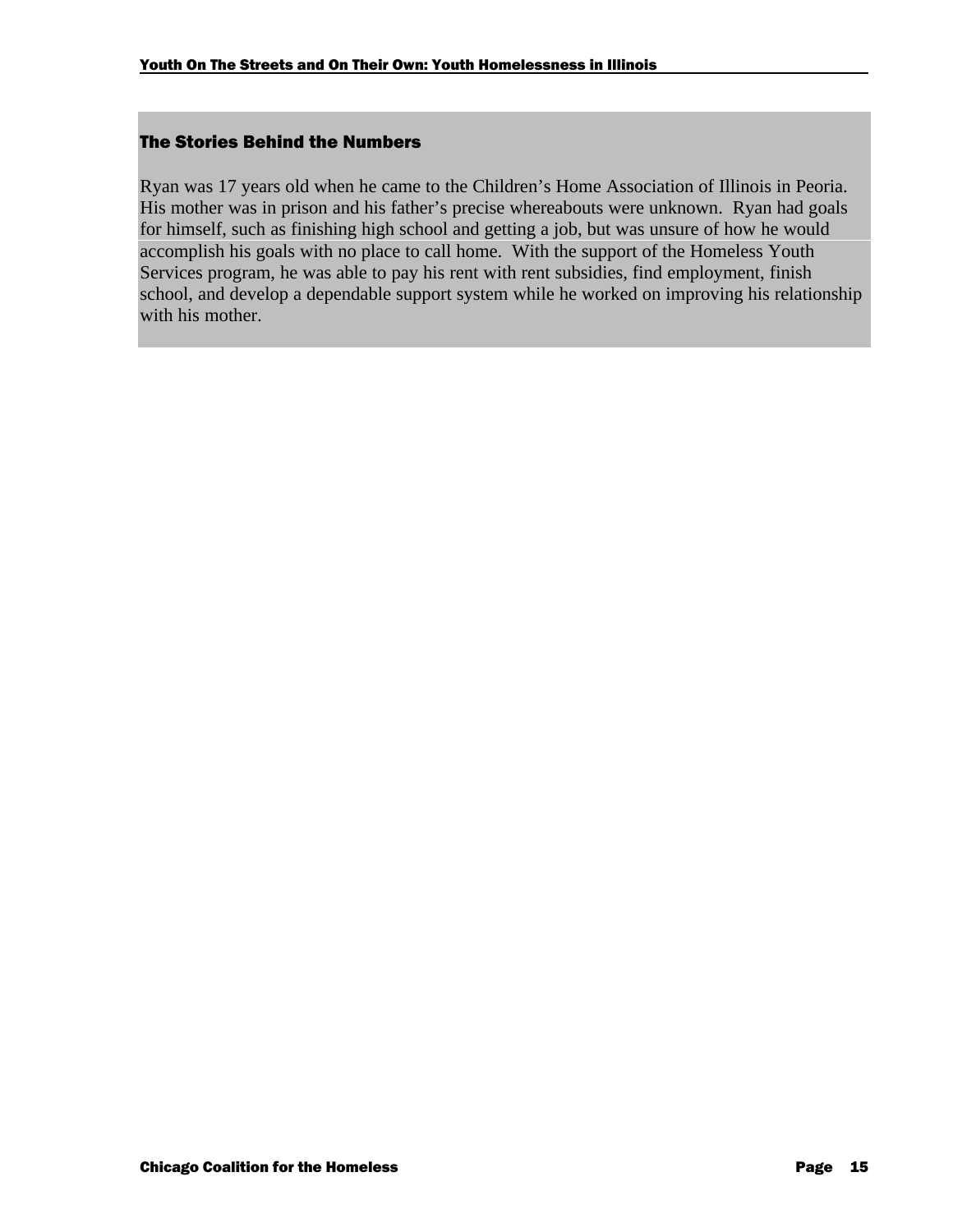### The Stories Behind the Numbers

Ryan was 17 years old when he came to the Children's Home Association of Illinois in Peoria. His mother was in prison and his father's precise whereabouts were unknown. Ryan had goals for himself, such as finishing high school and getting a job, but was unsure of how he would accomplish his goals with no place to call home. With the support of the Homeless Youth Services program, he was able to pay his rent with rent subsidies, find employment, finish school, and develop a dependable support system while he worked on improving his relationship with his mother.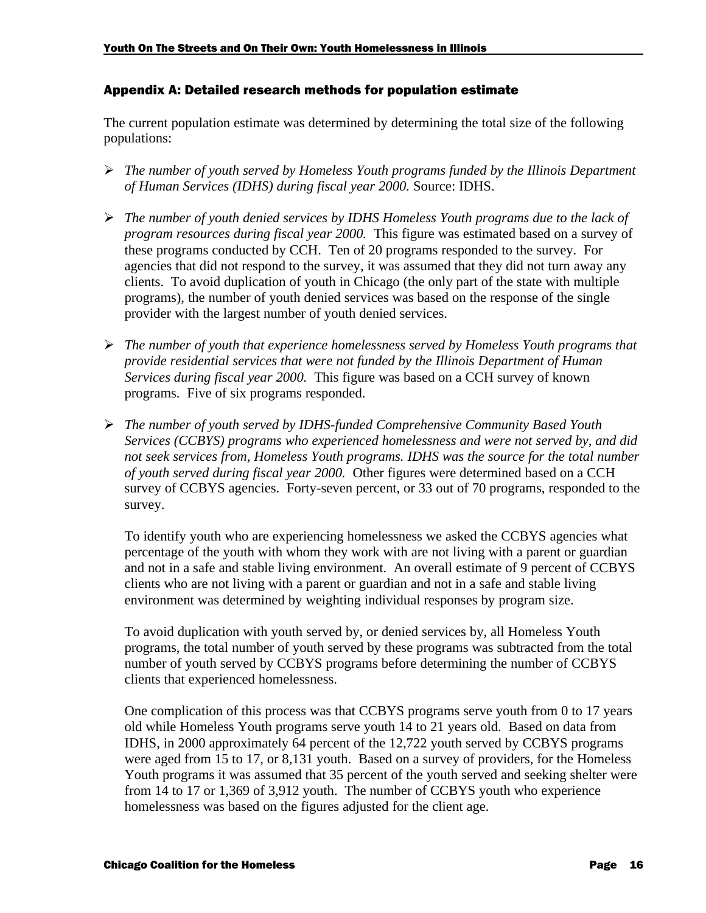## Appendix A: Detailed research methods for population estimate

The current population estimate was determined by determining the total size of the following populations:

- *The number of youth served by Homeless Youth programs funded by the Illinois Department of Human Services (IDHS) during fiscal year 2000.* Source: IDHS.

- *The number of youth denied services by IDHS Homeless Youth programs due to the lack of program resources during fiscal year 2000.* This figure was estimated based on a survey of these programs conducted by CCH. Ten of 20 programs responded to the survey. For agencies that did not respond to the survey, it was assumed that they did not turn away any clients. To avoid duplication of youth in Chicago (the only part of the state with multiple programs), the number of youth denied services was based on the response of the single provider with the largest number of youth denied services.

- *The number of youth that experience homelessness served by Homeless Youth programs that provide residential services that were not funded by the Illinois Department of Human Services during fiscal year 2000.* This figure was based on a CCH survey of known programs. Five of six programs responded.

- *The number of youth served by IDHS-funded Comprehensive Community Based Youth Services (CCBYS) programs who experienced homelessness and were not served by, and did not seek services from, Homeless Youth programs. IDHS was the source for the total number of youth served during fiscal year 2000.* Other figures were determined based on a CCH survey of CCBYS agencies. Forty-seven percent, or 33 out of 70 programs, responded to the survey.

  To identify youth who are experiencing homelessness we asked the CCBYS agencies what percentage of the youth with whom they work with are not living with a parent or guardian and not in a safe and stable living environment. An overall estimate of 9 percent of CCBYS clients who are not living with a parent or guardian and not in a safe and stable living environment was determined by weighting individual responses by program size.

  To avoid duplication with youth served by, or denied services by, all Homeless Youth programs, the total number of youth served by these programs was subtracted from the total number of youth served by CCBYS programs before determining the number of CCBYS clients that experienced homelessness.

  One complication of this process was that CCBYS programs serve youth from 0 to 17 years old while Homeless Youth programs serve youth 14 to 21 years old. Based on data from IDHS, in 2000 approximately 64 percent of the 12,722 youth served by CCBYS programs were aged from 15 to 17, or 8,131 youth. Based on a survey of providers, for the Homeless Youth programs it was assumed that 35 percent of the youth served and seeking shelter were from 14 to 17 or 1,369 of 3,912 youth. The number of CCBYS youth who experience homelessness was based on the figures adjusted for the client age.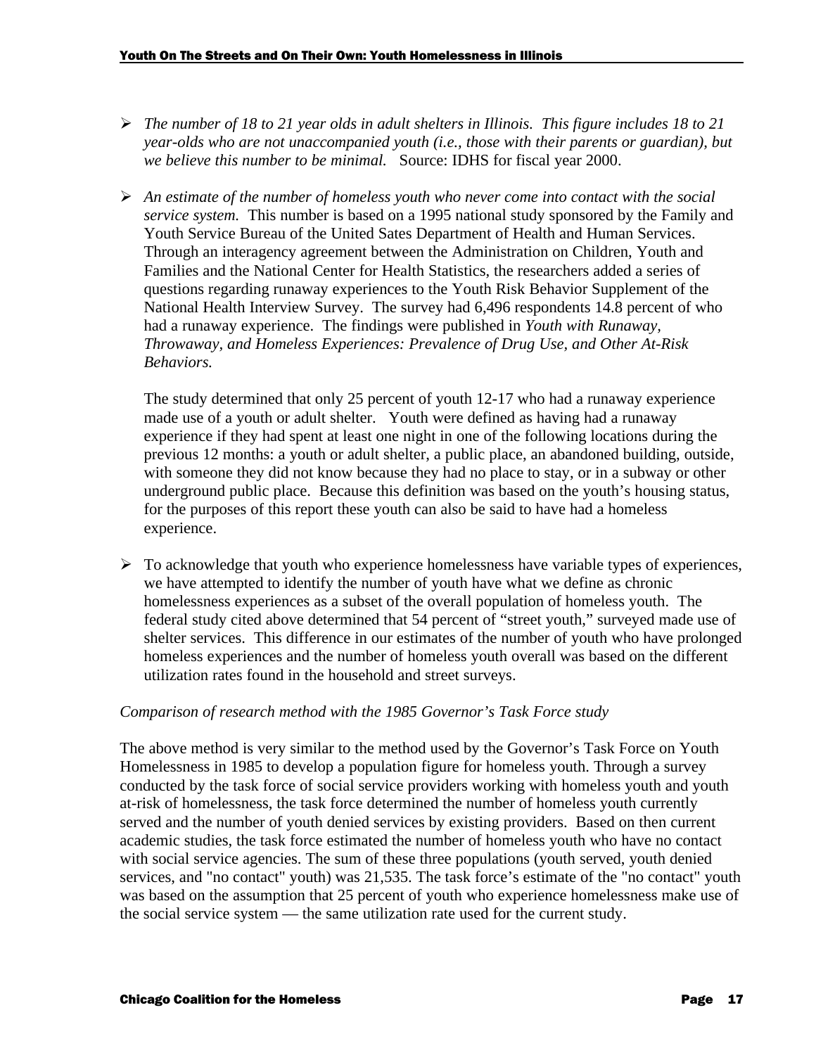- *The number of 18 to 21 year olds in adult shelters in Illinois. This figure includes 18 to 21 year-olds who are not unaccompanied youth (i.e., those with their parents or guardian), but we believe this number to be minimal.* Source: IDHS for fiscal year 2000.

- *An estimate of the number of homeless youth who never come into contact with the social service system.* This number is based on a 1995 national study sponsored by the Family and Youth Service Bureau of the United Sates Department of Health and Human Services. Through an interagency agreement between the Administration on Children, Youth and Families and the National Center for Health Statistics, the researchers added a series of questions regarding runaway experiences to the Youth Risk Behavior Supplement of the National Health Interview Survey. The survey had 6,496 respondents 14.8 percent of who had a runaway experience. The findings were published in *Youth with Runaway, Throwaway, and Homeless Experiences: Prevalence of Drug Use, and Other At-Risk Behaviors.*

  The study determined that only 25 percent of youth 12-17 who had a runaway experience made use of a youth or adult shelter. Youth were defined as having had a runaway experience if they had spent at least one night in one of the following locations during the previous 12 months: a youth or adult shelter, a public place, an abandoned building, outside, with someone they did not know because they had no place to stay, or in a subway or other underground public place. Because this definition was based on the youth's housing status, for the purposes of this report these youth can also be said to have had a homeless experience.

- To acknowledge that youth who experience homelessness have variable types of experiences, we have attempted to identify the number of youth have what we define as chronic homelessness experiences as a subset of the overall population of homeless youth. The federal study cited above determined that 54 percent of "street youth," surveyed made use of shelter services. This difference in our estimates of the number of youth who have prolonged homeless experiences and the number of homeless youth overall was based on the different utilization rates found in the household and street surveys.

*Comparison of research method with the 1985 Governor's Task Force study*

The above method is very similar to the method used by the Governor's Task Force on Youth Homelessness in 1985 to develop a population figure for homeless youth. Through a survey conducted by the task force of social service providers working with homeless youth and youth at-risk of homelessness, the task force determined the number of homeless youth currently served and the number of youth denied services by existing providers. Based on then current academic studies, the task force estimated the number of homeless youth who have no contact with social service agencies. The sum of these three populations (youth served, youth denied services, and "no contact" youth) was 21,535. The task force's estimate of the "no contact" youth was based on the assumption that 25 percent of youth who experience homelessness make use of the social service system — the same utilization rate used for the current study.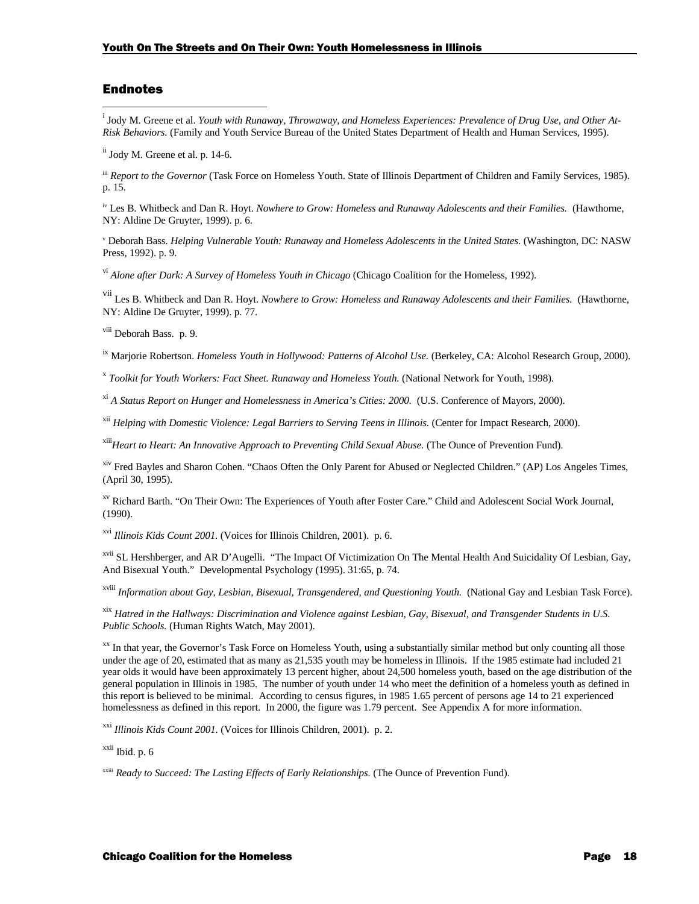## Endnotes

[i] Jody M. Greene et al. *Youth with Runaway, Throwaway, and Homeless Experiences: Prevalence of Drug Use, and Other At-Risk Behaviors.* (Family and Youth Service Bureau of the United States Department of Health and Human Services, 1995).

[ii] Jody M. Greene et al. p. 14-6.

[iii] *Report to the Governor* (Task Force on Homeless Youth. State of Illinois Department of Children and Family Services, 1985). p. 15.

[iv] Les B. Whitbeck and Dan R. Hoyt. *Nowhere to Grow: Homeless and Runaway Adolescents and their Families.* (Hawthorne, NY: Aldine De Gruyter, 1999). p. 6.

[v] Deborah Bass. *Helping Vulnerable Youth: Runaway and Homeless Adolescents in the United States.* (Washington, DC: NASW Press, 1992). p. 9.

[vi] *Alone after Dark: A Survey of Homeless Youth in Chicago* (Chicago Coalition for the Homeless, 1992).

[vii] Les B. Whitbeck and Dan R. Hoyt. *Nowhere to Grow: Homeless and Runaway Adolescents and their Families.* (Hawthorne, NY: Aldine De Gruyter, 1999). p. 77.

[viii] Deborah Bass. p. 9.

[ix] Marjorie Robertson. *Homeless Youth in Hollywood: Patterns of Alcohol Use.* (Berkeley, CA: Alcohol Research Group, 2000).

[x] *Toolkit for Youth Workers: Fact Sheet. Runaway and Homeless Youth.* (National Network for Youth, 1998).

[xi] *A Status Report on Hunger and Homelessness in America's Cities: 2000.* (U.S. Conference of Mayors, 2000).

[xii] *Helping with Domestic Violence: Legal Barriers to Serving Teens in Illinois.* (Center for Impact Research, 2000).

[xiii] *Heart to Heart: An Innovative Approach to Preventing Child Sexual Abuse.* (The Ounce of Prevention Fund).

[xiv] Fred Bayles and Sharon Cohen. "Chaos Often the Only Parent for Abused or Neglected Children." (AP) Los Angeles Times, (April 30, 1995).

[xv] Richard Barth. "On Their Own: The Experiences of Youth after Foster Care." Child and Adolescent Social Work Journal, (1990).

[xvi] *Illinois Kids Count 2001.* (Voices for Illinois Children, 2001). p. 6.

[xvii] SL Hershberger, and AR D'Augelli. "The Impact Of Victimization On The Mental Health And Suicidality Of Lesbian, Gay, And Bisexual Youth." Developmental Psychology (1995). 31:65, p. 74.

[xviii] *Information about Gay, Lesbian, Bisexual, Transgendered, and Questioning Youth.* (National Gay and Lesbian Task Force).

[xix] *Hatred in the Hallways: Discrimination and Violence against Lesbian, Gay, Bisexual, and Transgender Students in U.S. Public Schools.* (Human Rights Watch, May 2001).

[xx] In that year, the Governor's Task Force on Homeless Youth, using a substantially similar method but only counting all those under the age of 20, estimated that as many as 21,535 youth may be homeless in Illinois. If the 1985 estimate had included 21 year olds it would have been approximately 13 percent higher, about 24,500 homeless youth, based on the age distribution of the general population in Illinois in 1985. The number of youth under 14 who meet the definition of a homeless youth as defined in this report is believed to be minimal. According to census figures, in 1985 1.65 percent of persons age 14 to 21 experienced homelessness as defined in this report. In 2000, the figure was 1.79 percent. See Appendix A for more information.

[xxi] *Illinois Kids Count 2001.* (Voices for Illinois Children, 2001). p. 2.

[xxii] Ibid. p. 6

[xxiii] *Ready to Succeed: The Lasting Effects of Early Relationships.* (The Ounce of Prevention Fund).